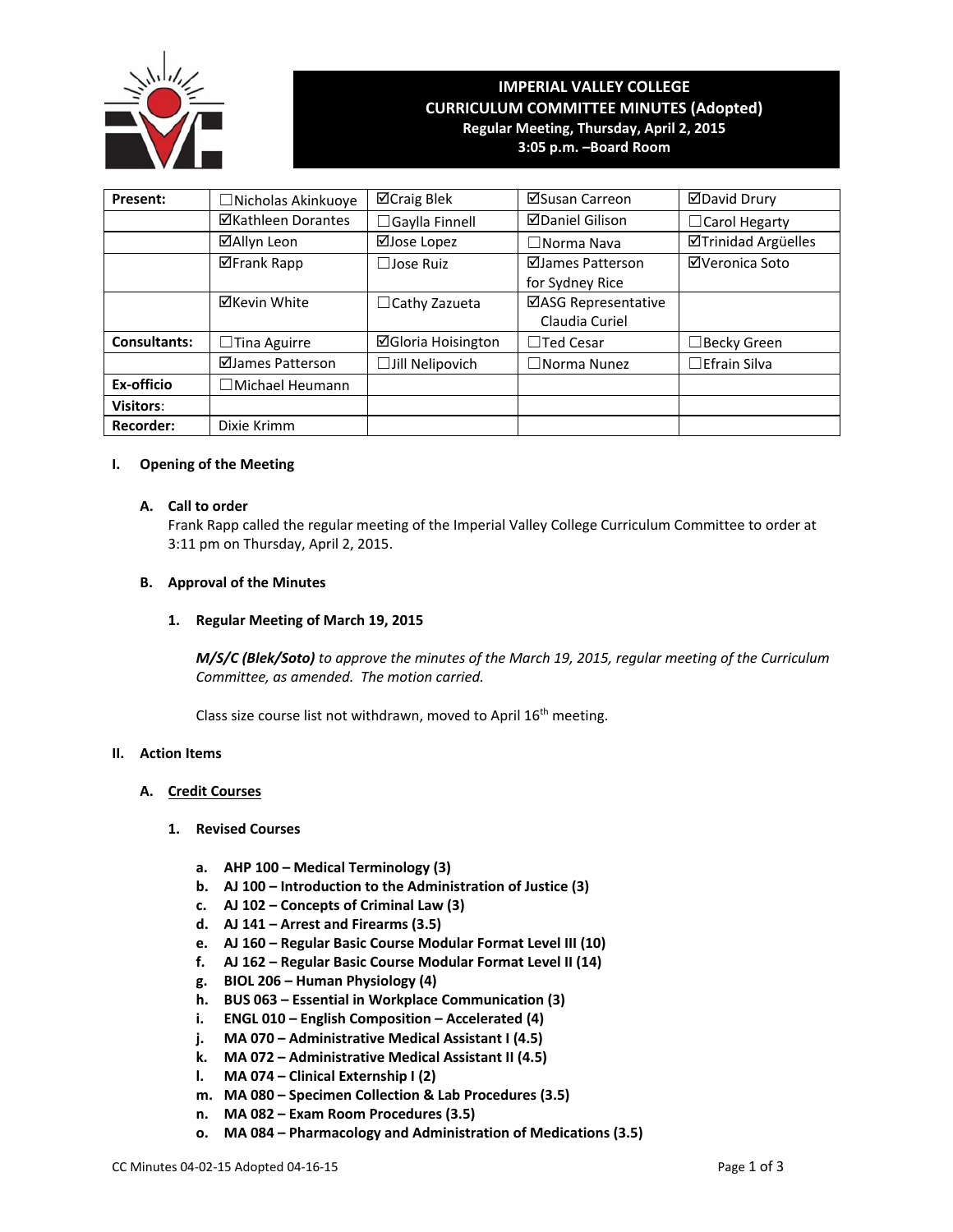# IMPERIAL VALLEY COLLEGE
## CURRICULUM COMMITTEE MINUTES (Adopted)
### Regular Meeting, Thursday, April 2, 2015
### 3:05 p.m. –Board Room

| Present: | ☐Nicholas Akinkuoye | ☑Craig Blek | ☑Susan Carreon | ☑David Drury |
|---|---|---|---|---|
| | ☑Kathleen Dorantes | ☐Gaylla Finnell | ☑Daniel Gilison | ☐Carol Hegarty |
| | ☑Allyn Leon | ☑Jose Lopez | ☐Norma Nava | ☑Trinidad Argüelles |
| | ☑Frank Rapp | ☐Jose Ruiz | ☑James Patterson for Sydney Rice | ☑Veronica Soto |
| | ☑Kevin White | ☐Cathy Zazueta | ☑ASG Representative Claudia Curiel | |
| Consultants: | ☐Tina Aguirre | ☑Gloria Hoisington | ☐Ted Cesar | ☐Becky Green |
| | ☑James Patterson | ☐Jill Nelipovich | ☐Norma Nunez | ☐Efrain Silva |
| Ex-officio | ☐Michael Heumann | | | |
| Visitors: | | | | |
| Recorder: | Dixie Krimm | | | |

**I. Opening of the Meeting**

**A. Call to order**

Frank Rapp called the regular meeting of the Imperial Valley College Curriculum Committee to order at 3:11 pm on Thursday, April 2, 2015.

**B. Approval of the Minutes**

**1. Regular Meeting of March 19, 2015**

***M/S/C (Blek/Soto)*** *to approve the minutes of the March 19, 2015, regular meeting of the Curriculum Committee, as amended. The motion carried.*

Class size course list not withdrawn, moved to April 16th meeting.

**II. Action Items**

**A. Credit Courses**

**1. Revised Courses**

- **a. AHP 100 – Medical Terminology (3)**
- **b. AJ 100 – Introduction to the Administration of Justice (3)**
- **c. AJ 102 – Concepts of Criminal Law (3)**
- **d. AJ 141 – Arrest and Firearms (3.5)**
- **e. AJ 160 – Regular Basic Course Modular Format Level III (10)**
- **f. AJ 162 – Regular Basic Course Modular Format Level II (14)**
- **g. BIOL 206 – Human Physiology (4)**
- **h. BUS 063 – Essential in Workplace Communication (3)**
- **i. ENGL 010 – English Composition – Accelerated (4)**
- **j. MA 070 – Administrative Medical Assistant I (4.5)**
- **k. MA 072 – Administrative Medical Assistant II (4.5)**
- **l. MA 074 – Clinical Externship I (2)**
- **m. MA 080 – Specimen Collection & Lab Procedures (3.5)**
- **n. MA 082 – Exam Room Procedures (3.5)**
- **o. MA 084 – Pharmacology and Administration of Medications (3.5)**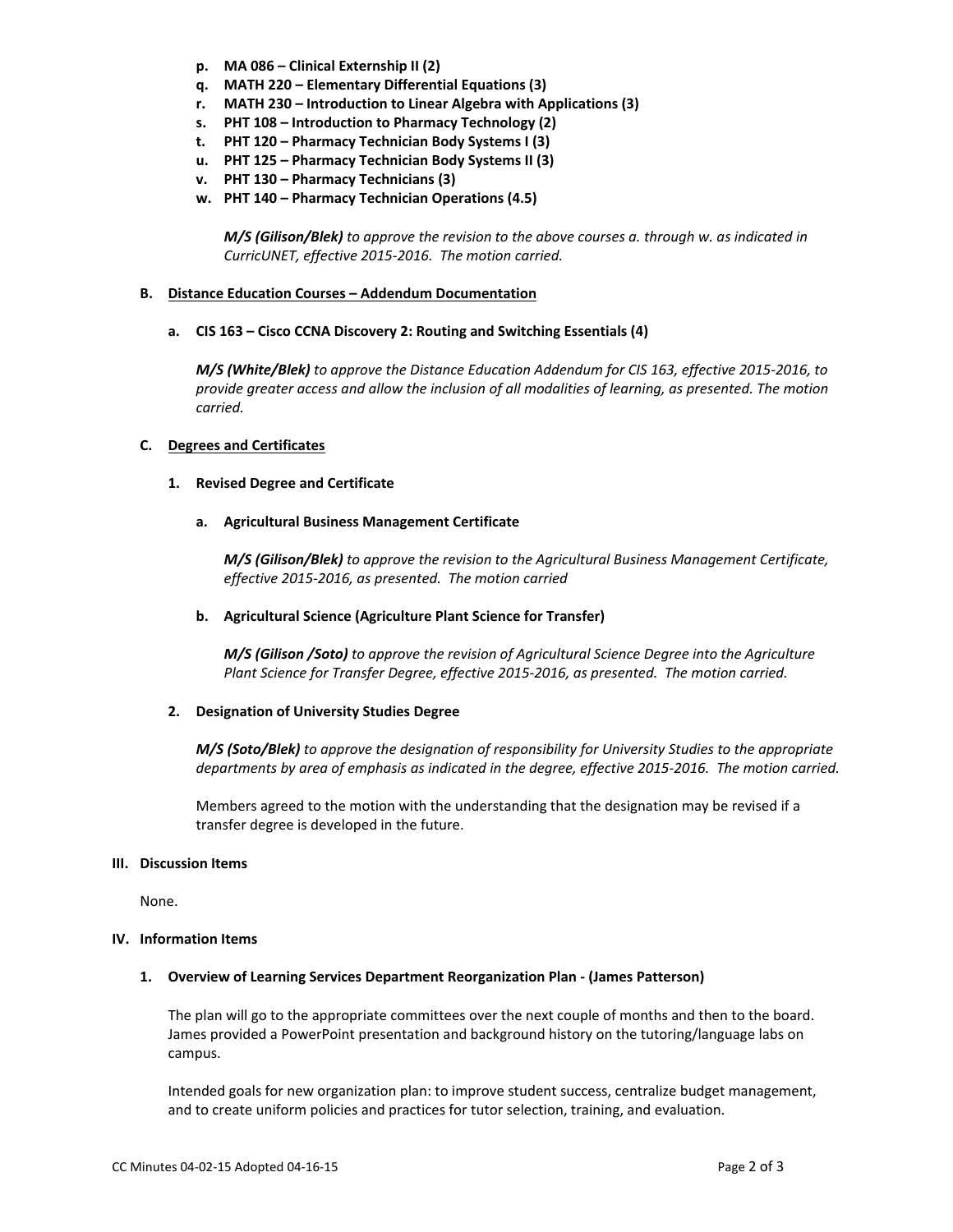- **p. MA 086 – Clinical Externship II (2)**
- **q. MATH 220 – Elementary Differential Equations (3)**
- **r. MATH 230 – Introduction to Linear Algebra with Applications (3)**
- **s. PHT 108 – Introduction to Pharmacy Technology (2)**
- **t. PHT 120 – Pharmacy Technician Body Systems I (3)**
- **u. PHT 125 – Pharmacy Technician Body Systems II (3)**
- **v. PHT 130 – Pharmacy Technicians (3)**
- **w. PHT 140 – Pharmacy Technician Operations (4.5)**

***M/S (Gilison/Blek)*** *to approve the revision to the above courses a. through w. as indicated in CurricUNET, effective 2015-2016. The motion carried.*

### B. Distance Education Courses – Addendum Documentation

**a. CIS 163 – Cisco CCNA Discovery 2: Routing and Switching Essentials (4)**

***M/S (White/Blek)*** *to approve the Distance Education Addendum for CIS 163, effective 2015-2016, to provide greater access and allow the inclusion of all modalities of learning, as presented. The motion carried.*

### C. Degrees and Certificates

**1. Revised Degree and Certificate**

**a. Agricultural Business Management Certificate**

***M/S (Gilison/Blek)*** *to approve the revision to the Agricultural Business Management Certificate, effective 2015-2016, as presented. The motion carried*

**b. Agricultural Science (Agriculture Plant Science for Transfer)**

***M/S (Gilison /Soto)*** *to approve the revision of Agricultural Science Degree into the Agriculture Plant Science for Transfer Degree, effective 2015-2016, as presented. The motion carried.*

**2. Designation of University Studies Degree**

***M/S (Soto/Blek)*** *to approve the designation of responsibility for University Studies to the appropriate departments by area of emphasis as indicated in the degree, effective 2015-2016. The motion carried.*

Members agreed to the motion with the understanding that the designation may be revised if a transfer degree is developed in the future.

## III. Discussion Items

None.

## IV. Information Items

**1. Overview of Learning Services Department Reorganization Plan - (James Patterson)**

The plan will go to the appropriate committees over the next couple of months and then to the board. James provided a PowerPoint presentation and background history on the tutoring/language labs on campus.

Intended goals for new organization plan: to improve student success, centralize budget management, and to create uniform policies and practices for tutor selection, training, and evaluation.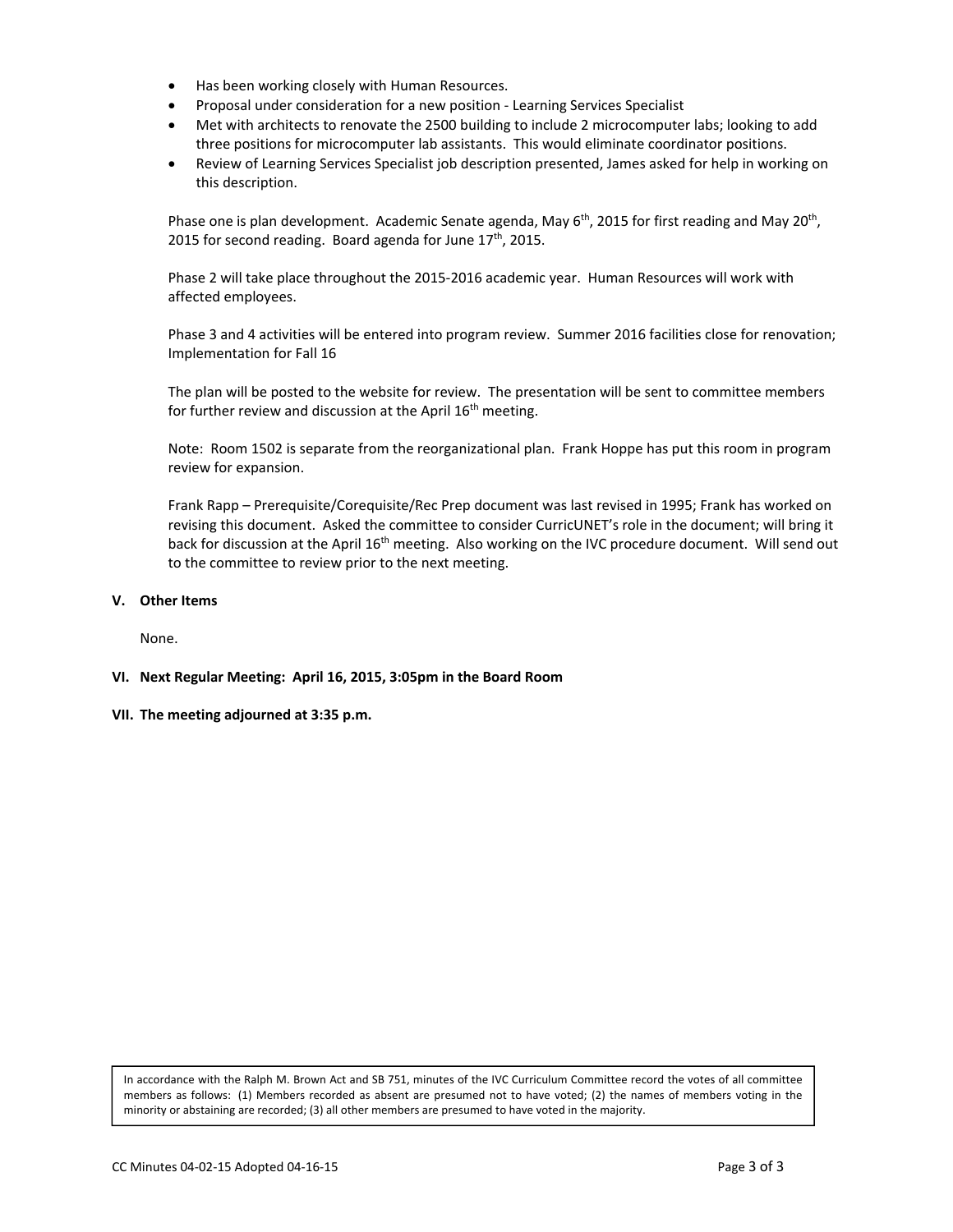- Has been working closely with Human Resources.
- Proposal under consideration for a new position - Learning Services Specialist
- Met with architects to renovate the 2500 building to include 2 microcomputer labs; looking to add three positions for microcomputer lab assistants. This would eliminate coordinator positions.
- Review of Learning Services Specialist job description presented, James asked for help in working on this description.

Phase one is plan development. Academic Senate agenda, May 6th, 2015 for first reading and May 20th, 2015 for second reading. Board agenda for June 17th, 2015.

Phase 2 will take place throughout the 2015-2016 academic year. Human Resources will work with affected employees.

Phase 3 and 4 activities will be entered into program review. Summer 2016 facilities close for renovation; Implementation for Fall 16

The plan will be posted to the website for review. The presentation will be sent to committee members for further review and discussion at the April 16th meeting.

Note: Room 1502 is separate from the reorganizational plan. Frank Hoppe has put this room in program review for expansion.

Frank Rapp – Prerequisite/Corequisite/Rec Prep document was last revised in 1995; Frank has worked on revising this document. Asked the committee to consider CurricUNET's role in the document; will bring it back for discussion at the April 16th meeting. Also working on the IVC procedure document. Will send out to the committee to review prior to the next meeting.

## V. Other Items

None.

## VI. Next Regular Meeting: April 16, 2015, 3:05pm in the Board Room

## VII. The meeting adjourned at 3:35 p.m.

In accordance with the Ralph M. Brown Act and SB 751, minutes of the IVC Curriculum Committee record the votes of all committee members as follows: (1) Members recorded as absent are presumed not to have voted; (2) the names of members voting in the minority or abstaining are recorded; (3) all other members are presumed to have voted in the majority.

CC Minutes 04-02-15 Adopted 04-16-15